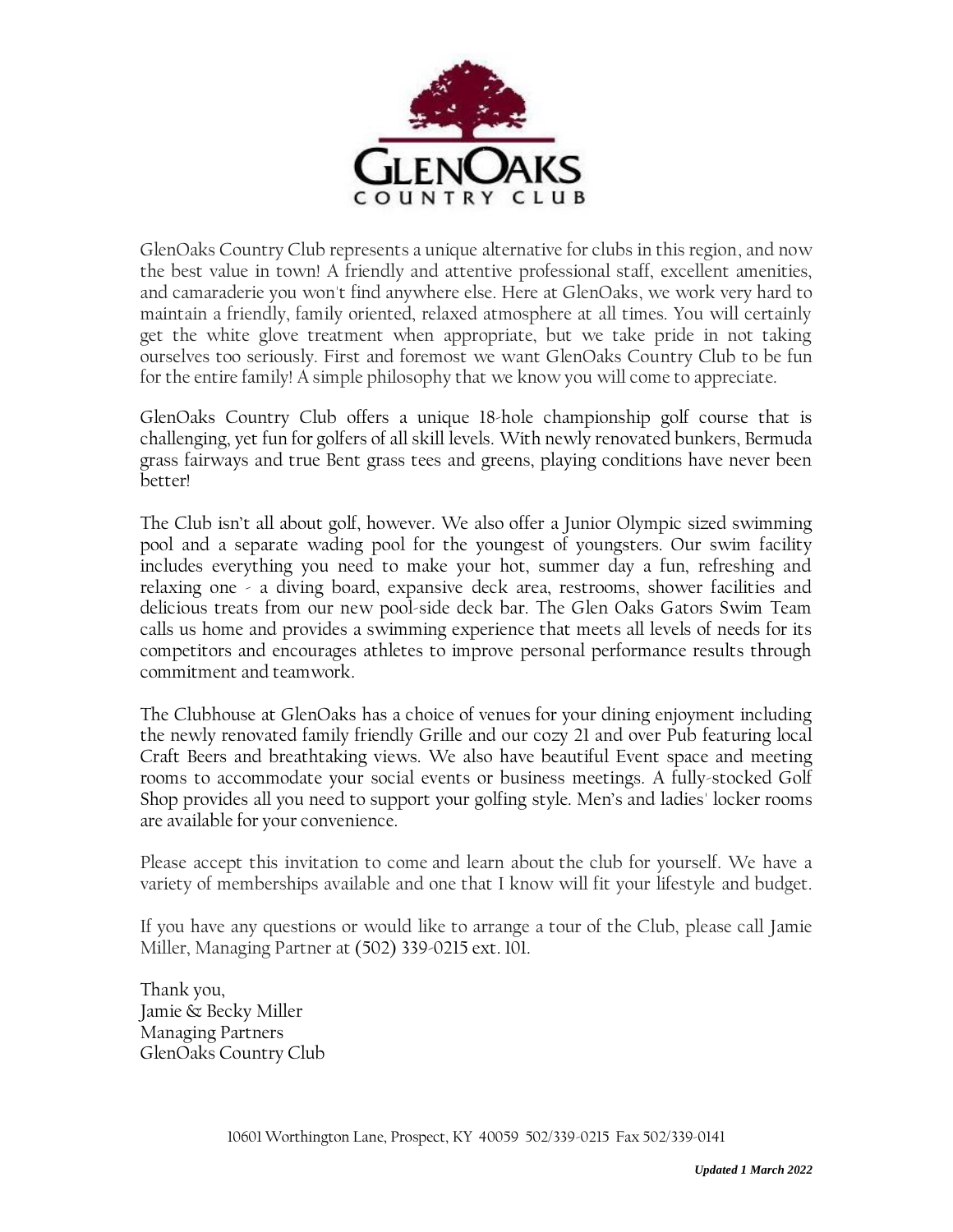# GLENOAKS COUNTRY CLUB

GlenOaks Country Club represents a unique alternative for clubs in this region, and now the best value in town! A friendly and attentive professional staff, excellent amenities, and camaraderie you won't find anywhere else. Here at GlenOaks, we work very hard to maintain a friendly, family oriented, relaxed atmosphere at all times. You will certainly get the white glove treatment when appropriate, but we take pride in not taking ourselves too seriously. First and foremost we want GlenOaks Country Club to be fun for the entire family! A simple philosophy that we know you will come to appreciate.

GlenOaks Country Club offers a unique 18-hole championship golf course that is challenging, yet fun for golfers of all skill levels. With newly renovated bunkers, Bermuda grass fairways and true Bent grass tees and greens, playing conditions have never been better!

The Club isn't all about golf, however. We also offer a Junior Olympic sized swimming pool and a separate wading pool for the youngest of youngsters. Our swim facility includes everything you need to make your hot, summer day a fun, refreshing and relaxing one - a diving board, expansive deck area, restrooms, shower facilities and delicious treats from our new pool-side deck bar. The Glen Oaks Gators Swim Team calls us home and provides a swimming experience that meets all levels of needs for its competitors and encourages athletes to improve personal performance results through commitment and teamwork.

The Clubhouse at GlenOaks has a choice of venues for your dining enjoyment including the newly renovated family friendly Grille and our cozy 21 and over Pub featuring local Craft Beers and breathtaking views. We also have beautiful Event space and meeting rooms to accommodate your social events or business meetings. A fully-stocked Golf Shop provides all you need to support your golfing style. Men's and ladies' locker rooms are available for your convenience.

Please accept this invitation to come and learn about the club for yourself. We have a variety of memberships available and one that I know will fit your lifestyle and budget.

If you have any questions or would like to arrange a tour of the Club, please call Jamie Miller, Managing Partner at (502) 339-0215 ext. 101.

Thank you,  
Jamie & Becky Miller  
Managing Partners  
GlenOaks Country Club

10601 Worthington Lane, Prospect, KY 40059 502/339-0215 Fax 502/339-0141

***Updated 1 March 2022***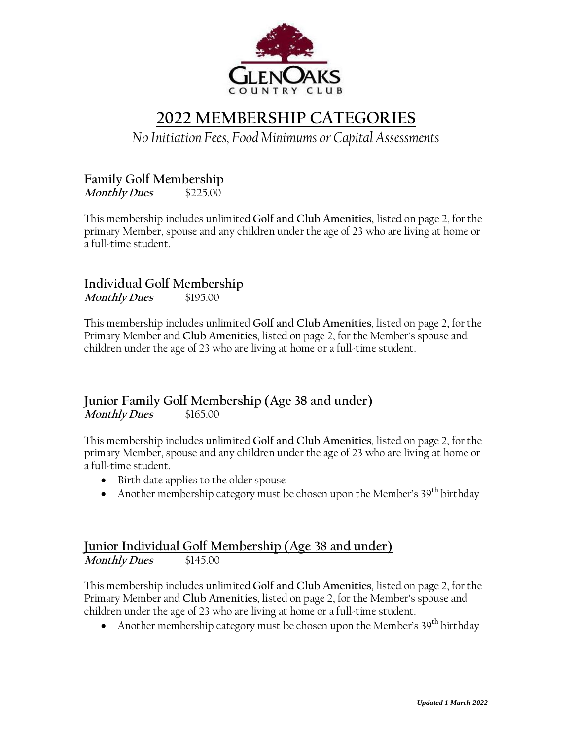GlenOaks Country Club

# 2022 MEMBERSHIP CATEGORIES

*No Initiation Fees, Food Minimums or Capital Assessments*

## Family Golf Membership

***Monthly Dues*** $225.00

This membership includes unlimited **Golf and Club Amenities,** listed on page 2, for the primary Member, spouse and any children under the age of 23 who are living at home or a full-time student.

## Individual Golf Membership

***Monthly Dues*** $195.00

This membership includes unlimited **Golf and Club Amenities**, listed on page 2, for the Primary Member and **Club Amenities**, listed on page 2, for the Member's spouse and children under the age of 23 who are living at home or a full-time student.

## Junior Family Golf Membership (Age 38 and under)

***Monthly Dues*** $165.00

This membership includes unlimited **Golf and Club Amenities**, listed on page 2, for the primary Member, spouse and any children under the age of 23 who are living at home or a full-time student.

- Birth date applies to the older spouse
- Another membership category must be chosen upon the Member's 39th birthday

## Junior Individual Golf Membership (Age 38 and under)

***Monthly Dues*** $145.00

This membership includes unlimited **Golf and Club Amenities**, listed on page 2, for the Primary Member and **Club Amenities**, listed on page 2, for the Member's spouse and children under the age of 23 who are living at home or a full-time student.

- Another membership category must be chosen upon the Member's 39th birthday

***Updated 1 March 2022***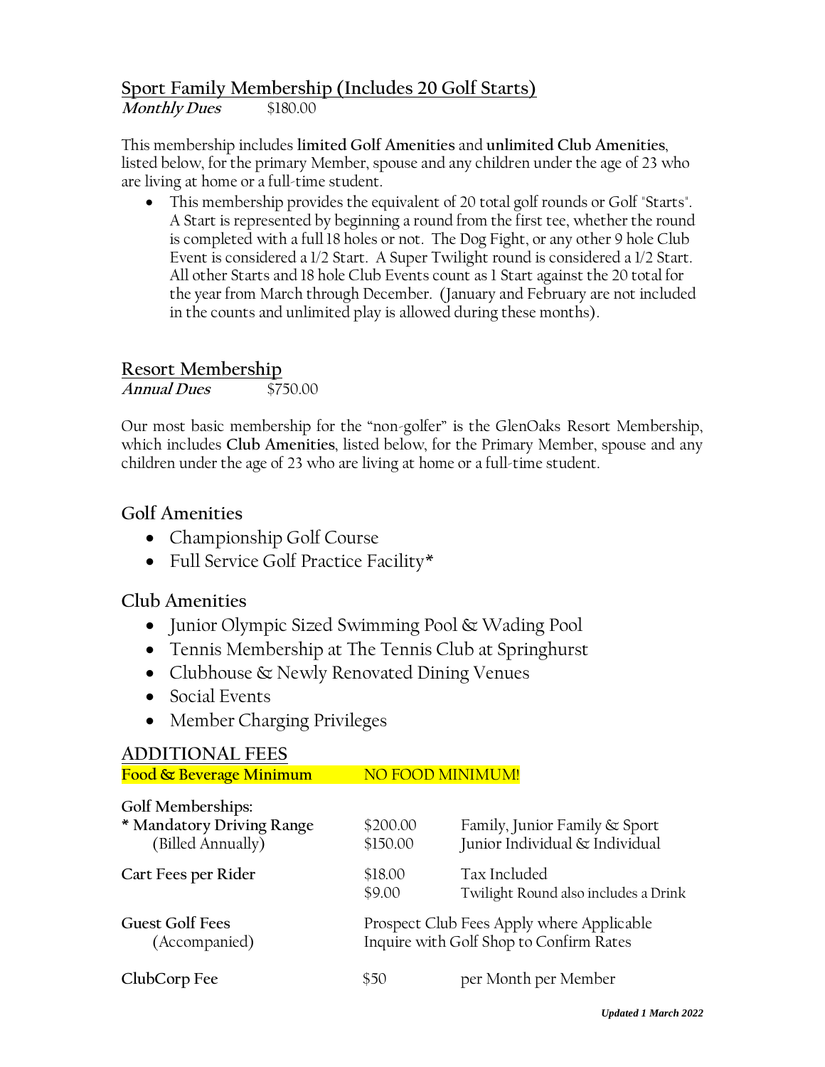## Sport Family Membership (Includes 20 Golf Starts)

***Monthly Dues*** $180.00

This membership includes **limited Golf Amenities** and **unlimited Club Amenities**, listed below, for the primary Member, spouse and any children under the age of 23 who are living at home or a full-time student.

- This membership provides the equivalent of 20 total golf rounds or Golf "Starts". A Start is represented by beginning a round from the first tee, whether the round is completed with a full 18 holes or not. The Dog Fight, or any other 9 hole Club Event is considered a 1/2 Start. A Super Twilight round is considered a 1/2 Start. All other Starts and 18 hole Club Events count as 1 Start against the 20 total for the year from March through December. (January and February are not included in the counts and unlimited play is allowed during these months).

## Resort Membership

***Annual Dues*** $750.00

Our most basic membership for the "non-golfer" is the GlenOaks Resort Membership, which includes **Club Amenities**, listed below, for the Primary Member, spouse and any children under the age of 23 who are living at home or a full-time student.

### Golf Amenities

- Championship Golf Course
- Full Service Golf Practice Facility*

### Club Amenities

- Junior Olympic Sized Swimming Pool & Wading Pool
- Tennis Membership at The Tennis Club at Springhurst
- Clubhouse & Newly Renovated Dining Venues
- Social Events
- Member Charging Privileges

## ADDITIONAL FEES

**Food & Beverage Minimum** NO FOOD MINIMUM!

| | | |
|---|---|---|
| **Golf Memberships:** | | |
| **\* Mandatory Driving Range** | $200.00 | Family, Junior Family & Sport |
| (Billed Annually) | $150.00 | Junior Individual & Individual |
| **Cart Fees per Rider** | $18.00 | Tax Included |
| | $9.00 | Twilight Round also includes a Drink |
| **Guest Golf Fees** | Prospect Club Fees Apply where Applicable | |
| (Accompanied) | Inquire with Golf Shop to Confirm Rates | |
| **ClubCorp Fee** | $50 | per Month per Member |

*Updated 1 March 2022*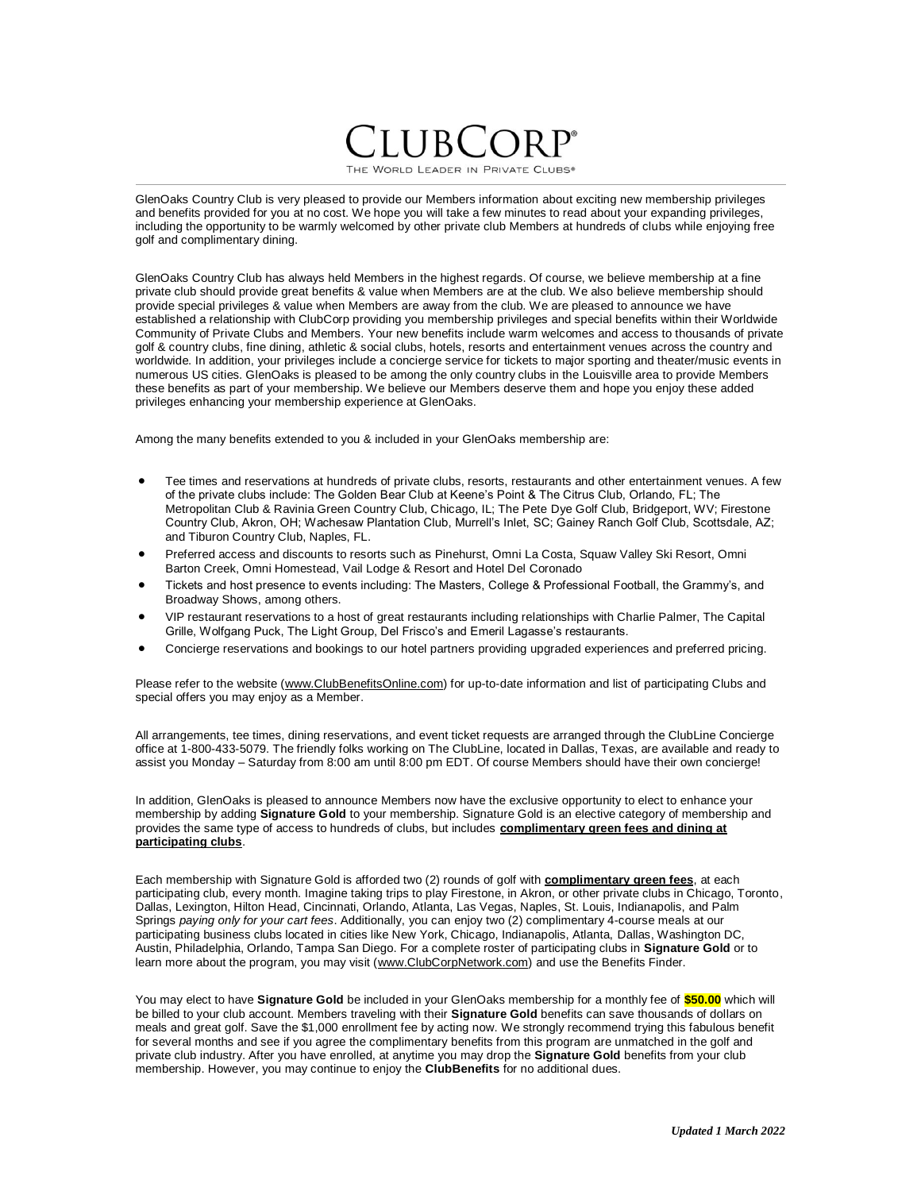# CLUBCORP®

THE WORLD LEADER IN PRIVATE CLUBS®

---

GlenOaks Country Club is very pleased to provide our Members information about exciting new membership privileges and benefits provided for you at no cost. We hope you will take a few minutes to read about your expanding privileges, including the opportunity to be warmly welcomed by other private club Members at hundreds of clubs while enjoying free golf and complimentary dining.

GlenOaks Country Club has always held Members in the highest regards. Of course, we believe membership at a fine private club should provide great benefits & value when Members are at the club. We also believe membership should provide special privileges & value when Members are away from the club. We are pleased to announce we have established a relationship with ClubCorp providing you membership privileges and special benefits within their Worldwide Community of Private Clubs and Members. Your new benefits include warm welcomes and access to thousands of private golf & country clubs, fine dining, athletic & social clubs, hotels, resorts and entertainment venues across the country and worldwide. In addition, your privileges include a concierge service for tickets to major sporting and theater/music events in numerous US cities. GlenOaks is pleased to be among the only country clubs in the Louisville area to provide Members these benefits as part of your membership. We believe our Members deserve them and hope you enjoy these added privileges enhancing your membership experience at GlenOaks.

Among the many benefits extended to you & included in your GlenOaks membership are:

- Tee times and reservations at hundreds of private clubs, resorts, restaurants and other entertainment venues. A few of the private clubs include: The Golden Bear Club at Keene's Point & The Citrus Club, Orlando, FL; The Metropolitan Club & Ravinia Green Country Club, Chicago, IL; The Pete Dye Golf Club, Bridgeport, WV; Firestone Country Club, Akron, OH; Wachesaw Plantation Club, Murrell's Inlet, SC; Gainey Ranch Golf Club, Scottsdale, AZ; and Tiburon Country Club, Naples, FL.
- Preferred access and discounts to resorts such as Pinehurst, Omni La Costa, Squaw Valley Ski Resort, Omni Barton Creek, Omni Homestead, Vail Lodge & Resort and Hotel Del Coronado
- Tickets and host presence to events including: The Masters, College & Professional Football, the Grammy's, and Broadway Shows, among others.
- VIP restaurant reservations to a host of great restaurants including relationships with Charlie Palmer, The Capital Grille, Wolfgang Puck, The Light Group, Del Frisco's and Emeril Lagasse's restaurants.
- Concierge reservations and bookings to our hotel partners providing upgraded experiences and preferred pricing.

Please refer to the website (www.ClubBenefitsOnline.com) for up-to-date information and list of participating Clubs and special offers you may enjoy as a Member.

All arrangements, tee times, dining reservations, and event ticket requests are arranged through the ClubLine Concierge office at 1-800-433-5079. The friendly folks working on The ClubLine, located in Dallas, Texas, are available and ready to assist you Monday – Saturday from 8:00 am until 8:00 pm EDT. Of course Members should have their own concierge!

In addition, GlenOaks is pleased to announce Members now have the exclusive opportunity to elect to enhance your membership by adding **Signature Gold** to your membership. Signature Gold is an elective category of membership and provides the same type of access to hundreds of clubs, but includes **complimentary green fees and dining at participating clubs**.

Each membership with Signature Gold is afforded two (2) rounds of golf with **complimentary green fees**, at each participating club, every month. Imagine taking trips to play Firestone, in Akron, or other private clubs in Chicago, Toronto, Dallas, Lexington, Hilton Head, Cincinnati, Orlando, Atlanta, Las Vegas, Naples, St. Louis, Indianapolis, and Palm Springs *paying only for your cart fees*. Additionally, you can enjoy two (2) complimentary 4-course meals at our participating business clubs located in cities like New York, Chicago, Indianapolis, Atlanta, Dallas, Washington DC, Austin, Philadelphia, Orlando, Tampa San Diego. For a complete roster of participating clubs in **Signature Gold** or to learn more about the program, you may visit (www.ClubCorpNetwork.com) and use the Benefits Finder.

You may elect to have **Signature Gold** be included in your GlenOaks membership for a monthly fee of **$50.00** which will be billed to your club account. Members traveling with their **Signature Gold** benefits can save thousands of dollars on meals and great golf. Save the $1,000 enrollment fee by acting now. We strongly recommend trying this fabulous benefit for several months and see if you agree the complimentary benefits from this program are unmatched in the golf and private club industry. After you have enrolled, at anytime you may drop the **Signature Gold** benefits from your club membership. However, you may continue to enjoy the **ClubBenefits** for no additional dues.

***Updated 1 March 2022***